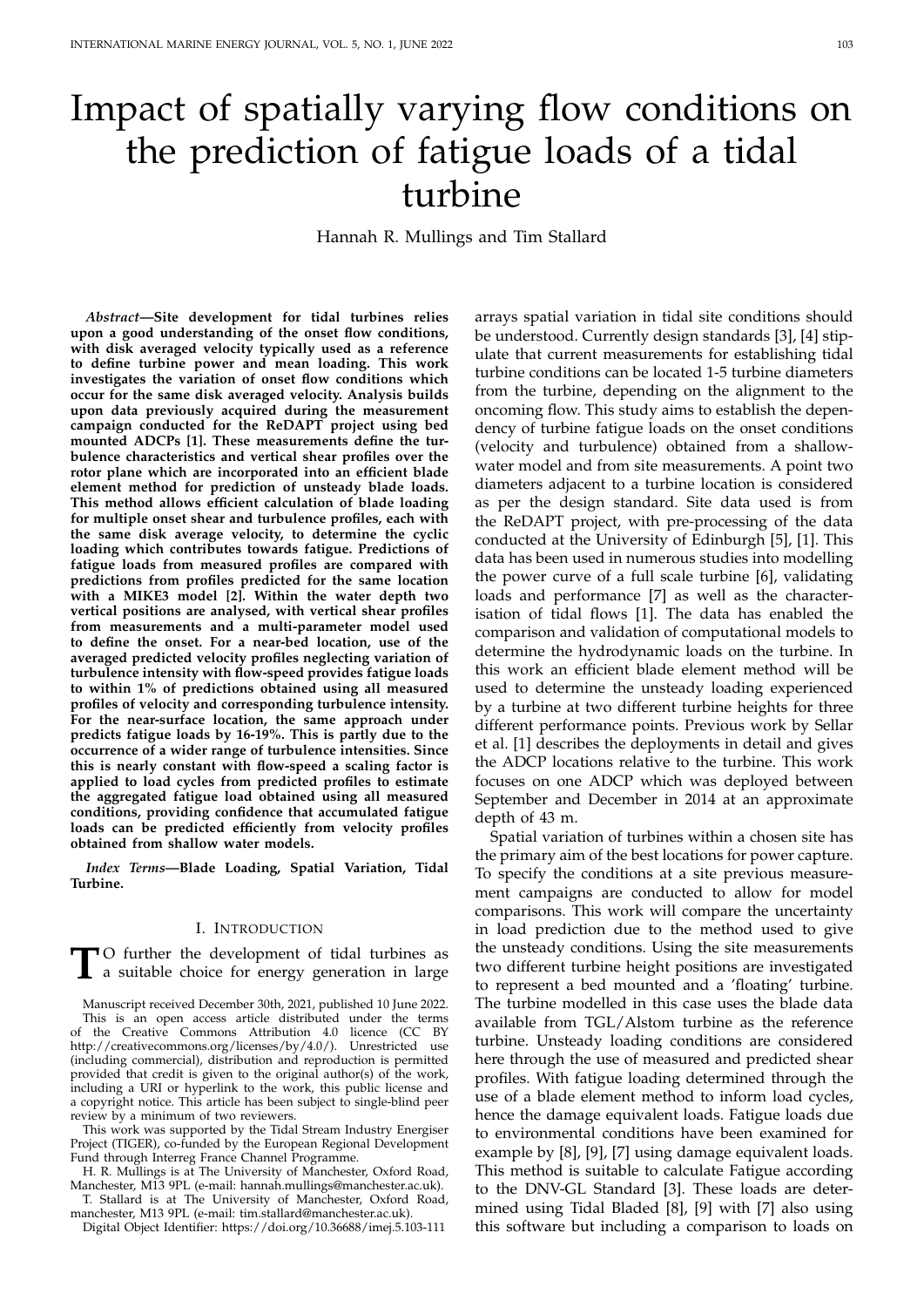# Impact of spatially varying flow conditions on the prediction of fatigue loads of a tidal turbine

Hannah R. Mullings and Tim Stallard

***Abstract*—Site development for tidal turbines relies upon a good understanding of the onset flow conditions, with disk averaged velocity typically used as a reference to define turbine power and mean loading. This work investigates the variation of onset flow conditions which occur for the same disk averaged velocity. Analysis builds upon data previously acquired during the measurement campaign conducted for the ReDAPT project using bed mounted ADCPs [1]. These measurements define the turbulence characteristics and vertical shear profiles over the rotor plane which are incorporated into an efficient blade element method for prediction of unsteady blade loads. This method allows efficient calculation of blade loading for multiple onset shear and turbulence profiles, each with the same disk average velocity, to determine the cyclic loading which contributes towards fatigue. Predictions of fatigue loads from measured profiles are compared with predictions from profiles predicted for the same location with a MIKE3 model [2]. Within the water depth two vertical positions are analysed, with vertical shear profiles from measurements and a multi-parameter model used to define the onset. For a near-bed location, use of the averaged predicted velocity profiles neglecting variation of turbulence intensity with flow-speed provides fatigue loads to within 1% of predictions obtained using all measured profiles of velocity and corresponding turbulence intensity. For the near-surface location, the same approach under predicts fatigue loads by 16-19%. This is partly due to the occurrence of a wider range of turbulence intensities. Since this is nearly constant with flow-speed a scaling factor is applied to load cycles from predicted profiles to estimate the aggregated fatigue load obtained using all measured conditions, providing confidence that accumulated fatigue loads can be predicted efficiently from velocity profiles obtained from shallow water models.**

***Index Terms*—Blade Loading, Spatial Variation, Tidal Turbine.**

## I. Introduction

To further the development of tidal turbines as a suitable choice for energy generation in large arrays spatial variation in tidal site conditions should be understood. Currently design standards [3], [4] stipulate that current measurements for establishing tidal turbine conditions can be located 1-5 turbine diameters from the turbine, depending on the alignment to the oncoming flow. This study aims to establish the dependency of turbine fatigue loads on the onset conditions (velocity and turbulence) obtained from a shallow-water model and from site measurements. A point two diameters adjacent to a turbine location is considered as per the design standard. Site data used is from the ReDAPT project, with pre-processing of the data conducted at the University of Edinburgh [5], [1]. This data has been used in numerous studies into modelling the power curve of a full scale turbine [6], validating loads and performance [7] as well as the characterisation of tidal flows [1]. The data has enabled the comparison and validation of computational models to determine the hydrodynamic loads on the turbine. In this work an efficient blade element method will be used to determine the unsteady loading experienced by a turbine at two different turbine heights for three different performance points. Previous work by Sellar et al. [1] describes the deployments in detail and gives the ADCP locations relative to the turbine. This work focuses on one ADCP which was deployed between September and December in 2014 at an approximate depth of 43 m.

Spatial variation of turbines within a chosen site has the primary aim of the best locations for power capture. To specify the conditions at a site previous measurement campaigns are conducted to allow for model comparisons. This work will compare the uncertainty in load prediction due to the method used to give the unsteady conditions. Using the site measurements two different turbine height positions are investigated to represent a bed mounted and a 'floating' turbine. The turbine modelled in this case uses the blade data available from TGL/Alstom turbine as the reference turbine. Unsteady loading conditions are considered here through the use of measured and predicted shear profiles. With fatigue loading determined through the use of a blade element method to inform load cycles, hence the damage equivalent loads. Fatigue loads due to environmental conditions have been examined for example by [8], [9], [7] using damage equivalent loads. This method is suitable to calculate Fatigue according to the DNV-GL Standard [3]. These loads are determined using Tidal Bladed [8], [9] with [7] also using this software but including a comparison to loads on

Manuscript received December 30th, 2021, published 10 June 2022.

This is an open access article distributed under the terms of the Creative Commons Attribution 4.0 licence (CC BY http://creativecommons.org/licenses/by/4.0/). Unrestricted use (including commercial), distribution and reproduction is permitted provided that credit is given to the original author(s) of the work, including a URI or hyperlink to the work, this public license and a copyright notice. This article has been subject to single-blind peer review by a minimum of two reviewers.

This work was supported by the Tidal Stream Industry Energiser Project (TIGER), co-funded by the European Regional Development Fund through Interreg France Channel Programme.

H. R. Mullings is at The University of Manchester, Oxford Road, Manchester, M13 9PL (e-mail: hannah.mullings@manchester.ac.uk).

T. Stallard is at The University of Manchester, Oxford Road, manchester, M13 9PL (e-mail: tim.stallard@manchester.ac.uk).

Digital Object Identifier: https://doi.org/10.36688/imej.5.103-111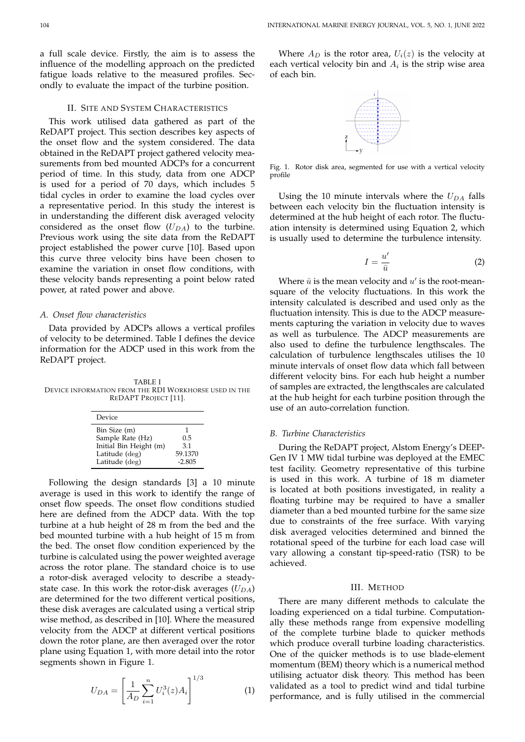a full scale device. Firstly, the aim is to assess the influence of the modelling approach on the predicted fatigue loads relative to the measured profiles. Secondly to evaluate the impact of the turbine position.

## II. Site and System Characteristics

This work utilised data gathered as part of the ReDAPT project. This section describes key aspects of the onset flow and the system considered. The data obtained in the ReDAPT project gathered velocity measurements from bed mounted ADCPs for a concurrent period of time. In this study, data from one ADCP is used for a period of 70 days, which includes 5 tidal cycles in order to examine the load cycles over a representative period. In this study the interest is in understanding the different disk averaged velocity considered as the onset flow ($U_{DA}$) to the turbine. Previous work using the site data from the ReDAPT project established the power curve [10]. Based upon this curve three velocity bins have been chosen to examine the variation in onset flow conditions, with these velocity bands representing a point below rated power, at rated power and above.

### A. Onset flow characteristics

Data provided by ADCPs allows a vertical profiles of velocity to be determined. Table I defines the device information for the ADCP used in this work from the ReDAPT project.

TABLE I
Device information from the RDI Workhorse used in the ReDAPT project [11].

| Device | |
|---|---|
| Bin Size (m) | 1 |
| Sample Rate (Hz) | 0.5 |
| Initial Bin Height (m) | 3.1 |
| Latitude (deg) | 59.1370 |
| Latitude (deg) | -2.805 |

Following the design standards [3] a 10 minute average is used in this work to identify the range of onset flow speeds. The onset flow conditions studied here are defined from the ADCP data. With the top turbine at a hub height of 28 m from the bed and the bed mounted turbine with a hub height of 15 m from the bed. The onset flow condition experienced by the turbine is calculated using the power weighted average across the rotor plane. The standard choice is to use a rotor-disk averaged velocity to describe a steady-state case. In this work the rotor-disk averages ($U_{DA}$) are determined for the two different vertical positions, these disk averages are calculated using a vertical strip wise method, as described in [10]. Where the measured velocity from the ADCP at different vertical positions down the rotor plane, are then averaged over the rotor plane using Equation 1, with more detail into the rotor segments shown in Figure 1.

$$U_{DA} = \left[ \frac{1}{A_D} \sum_{i=1}^{n} U_i^3(z) A_i \right]^{1/3} \tag{1}$$

Where $A_D$ is the rotor area, $U_i(z)$ is the velocity at each vertical velocity bin and $A_i$ is the strip wise area of each bin.

Fig. 1. Rotor disk area, segmented for use with a vertical velocity profile

Using the 10 minute intervals where the $U_{DA}$ falls between each velocity bin the fluctuation intensity is determined at the hub height of each rotor. The fluctuation intensity is determined using Equation 2, which is usually used to determine the turbulence intensity.

$$I = \frac{u'}{\bar{u}} \tag{2}$$

Where $\bar{u}$ is the mean velocity and $u'$ is the root-mean-square of the velocity fluctuations. In this work the intensity calculated is described and used only as the fluctuation intensity. This is due to the ADCP measurements capturing the variation in velocity due to waves as well as turbulence. The ADCP measurements are also used to define the turbulence lengthscales. The calculation of turbulence lengthscales utilises the 10 minute intervals of onset flow data which fall between different velocity bins. For each hub height a number of samples are extracted, the lengthscales are calculated at the hub height for each turbine position through the use of an auto-correlation function.

### B. Turbine Characteristics

During the ReDAPT project, Alstom Energy's DEEP-Gen IV 1 MW tidal turbine was deployed at the EMEC test facility. Geometry representative of this turbine is used in this work. A turbine of 18 m diameter is located at both positions investigated, in reality a floating turbine may be required to have a smaller diameter than a bed mounted turbine for the same size due to constraints of the free surface. With varying disk averaged velocities determined and binned the rotational speed of the turbine for each load case will vary allowing a constant tip-speed-ratio (TSR) to be achieved.

## III. Method

There are many different methods to calculate the loading experienced on a tidal turbine. Computationally these methods range from expensive modelling of the complete turbine blade to quicker methods which produce overall turbine loading characteristics. One of the quicker methods is to use blade-element momentum (BEM) theory which is a numerical method utilising actuator disk theory. This method has been validated as a tool to predict wind and tidal turbine performance, and is fully utilised in the commercial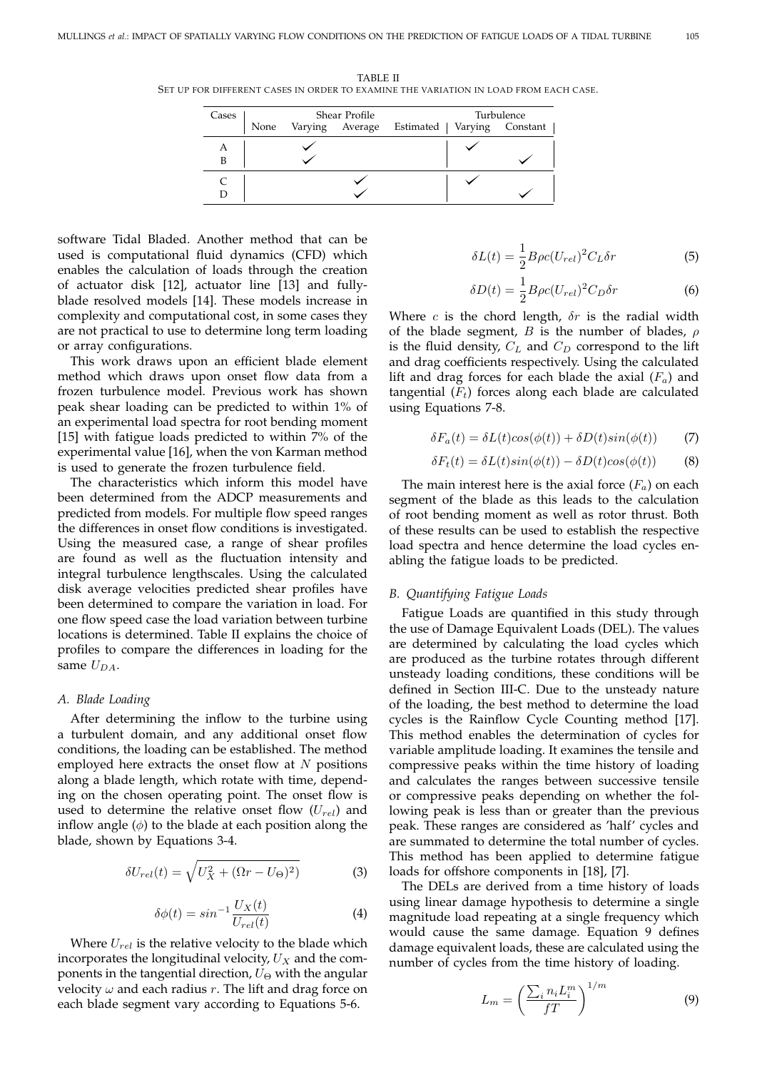TABLE II

SET UP FOR DIFFERENT CASES IN ORDER TO EXAMINE THE VARIATION IN LOAD FROM EACH CASE.

| Cases | Shear Profile | | | | Turbulence | |
|---|---|---|---|---|---|---|
| | None | Varying | Average | Estimated | Varying | Constant |
| A | | ✓ | | | ✓ | |
| B | | ✓ | | | | ✓ |
| C | | | ✓ | | ✓ | |
| D | | | ✓ | | | ✓ |

software Tidal Bladed. Another method that can be used is computational fluid dynamics (CFD) which enables the calculation of loads through the creation of actuator disk [12], actuator line [13] and fully-blade resolved models [14]. These models increase in complexity and computational cost, in some cases they are not practical to use to determine long term loading or array configurations.

This work draws upon an efficient blade element method which draws upon onset flow data from a frozen turbulence model. Previous work has shown peak shear loading can be predicted to within 1% of an experimental load spectra for root bending moment [15] with fatigue loads predicted to within 7% of the experimental value [16], when the von Karman method is used to generate the frozen turbulence field.

The characteristics which inform this model have been determined from the ADCP measurements and predicted from models. For multiple flow speed ranges the differences in onset flow conditions is investigated. Using the measured case, a range of shear profiles are found as well as the fluctuation intensity and integral turbulence lengthscales. Using the calculated disk average velocities predicted shear profiles have been determined to compare the variation in load. For one flow speed case the load variation between turbine locations is determined. Table II explains the choice of profiles to compare the differences in loading for the same $U_{DA}$.

### A. Blade Loading

After determining the inflow to the turbine using a turbulent domain, and any additional onset flow conditions, the loading can be established. The method employed here extracts the onset flow at $N$ positions along a blade length, which rotate with time, depending on the chosen operating point. The onset flow is used to determine the relative onset flow ($U_{rel}$) and inflow angle ($\phi$) to the blade at each position along the blade, shown by Equations 3-4.

$$\delta U_{rel}(t) = \sqrt{U_X^2 + (\Omega r - U_\Theta)^2)} \tag{3}$$

$$\delta\phi(t) = sin^{-1}\frac{U_X(t)}{U_{rel}(t)} \tag{4}$$

Where $U_{rel}$ is the relative velocity to the blade which incorporates the longitudinal velocity, $U_X$ and the components in the tangential direction, $U_\Theta$ with the angular velocity $\omega$ and each radius $r$. The lift and drag force on each blade segment vary according to Equations 5-6.

$$\delta L(t) = \frac{1}{2}B\rho c(U_{rel})^2 C_L \delta r \tag{5}$$

$$\delta D(t) = \frac{1}{2}B\rho c(U_{rel})^2 C_D \delta r \tag{6}$$

Where $c$ is the chord length, $\delta r$ is the radial width of the blade segment, $B$ is the number of blades, $\rho$ is the fluid density, $C_L$ and $C_D$ correspond to the lift and drag coefficients respectively. Using the calculated lift and drag forces for each blade the axial ($F_a$) and tangential ($F_t$) forces along each blade are calculated using Equations 7-8.

$$\delta F_a(t) = \delta L(t)cos(\phi(t)) + \delta D(t)sin(\phi(t)) \tag{7}$$

$$\delta F_t(t) = \delta L(t)sin(\phi(t)) - \delta D(t)cos(\phi(t)) \tag{8}$$

The main interest here is the axial force ($F_a$) on each segment of the blade as this leads to the calculation of root bending moment as well as rotor thrust. Both of these results can be used to establish the respective load spectra and hence determine the load cycles enabling the fatigue loads to be predicted.

### B. Quantifying Fatigue Loads

Fatigue Loads are quantified in this study through the use of Damage Equivalent Loads (DEL). The values are determined by calculating the load cycles which are produced as the turbine rotates through different unsteady loading conditions, these conditions will be defined in Section III-C. Due to the unsteady nature of the loading, the best method to determine the load cycles is the Rainflow Cycle Counting method [17]. This method enables the determination of cycles for variable amplitude loading. It examines the tensile and compressive peaks within the time history of loading and calculates the ranges between successive tensile or compressive peaks depending on whether the following peak is less than or greater than the previous peak. These ranges are considered as 'half' cycles and are summated to determine the total number of cycles. This method has been applied to determine fatigue loads for offshore components in [18], [7].

The DELs are derived from a time history of loads using linear damage hypothesis to determine a single magnitude load repeating at a single frequency which would cause the same damage. Equation 9 defines damage equivalent loads, these are calculated using the number of cycles from the time history of loading.

$$L_m = \left(\frac{\sum_i n_i L_i^m}{fT}\right)^{1/m} \tag{9}$$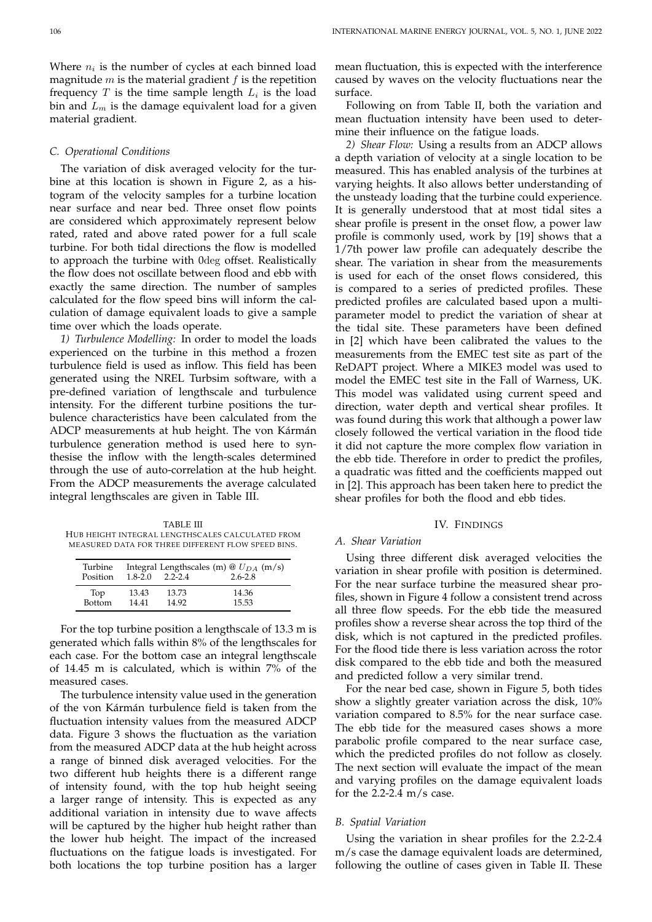Where $n_i$ is the number of cycles at each binned load magnitude $m$ is the material gradient $f$ is the repetition frequency $T$ is the time sample length $L_i$ is the load bin and $L_m$ is the damage equivalent load for a given material gradient.

### C. Operational Conditions

The variation of disk averaged velocity for the turbine at this location is shown in Figure 2, as a histogram of the velocity samples for a turbine location near surface and near bed. Three onset flow points are considered which approximately represent below rated, rated and above rated power for a full scale turbine. For both tidal directions the flow is modelled to approach the turbine with 0deg offset. Realistically the flow does not oscillate between flood and ebb with exactly the same direction. The number of samples calculated for the flow speed bins will inform the calculation of damage equivalent loads to give a sample time over which the loads operate.

*1) Turbulence Modelling:* In order to model the loads experienced on the turbine in this method a frozen turbulence field is used as inflow. This field has been generated using the NREL Turbsim software, with a pre-defined variation of lengthscale and turbulence intensity. For the different turbine positions the turbulence characteristics have been calculated from the ADCP measurements at hub height. The von Kármán turbulence generation method is used here to synthesise the inflow with the length-scales determined through the use of auto-correlation at the hub height. From the ADCP measurements the average calculated integral lengthscales are given in Table III.

TABLE III
HUB HEIGHT INTEGRAL LENGTHSCALES CALCULATED FROM MEASURED DATA FOR THREE DIFFERENT FLOW SPEED BINS.

| Turbine Position | Integral Lengthscales (m) @ $U_{DA}$ (m/s) 1.8-2.0 | 2.2-2.4 | 2.6-2.8 |
|---|---|---|---|
| Top | 13.43 | 13.73 | 14.36 |
| Bottom | 14.41 | 14.92 | 15.53 |

For the top turbine position a lengthscale of 13.3 m is generated which falls within 8% of the lengthscales for each case. For the bottom case an integral lengthscale of 14.45 m is calculated, which is within 7% of the measured cases.

The turbulence intensity value used in the generation of the von Kármán turbulence field is taken from the fluctuation intensity values from the measured ADCP data. Figure 3 shows the fluctuation as the variation from the measured ADCP data at the hub height across a range of binned disk averaged velocities. For the two different hub heights there is a different range of intensity found, with the top hub height seeing a larger range of intensity. This is expected as any additional variation in intensity due to wave affects will be captured by the higher hub height rather than the lower hub height. The impact of the increased fluctuations on the fatigue loads is investigated. For both locations the top turbine position has a larger mean fluctuation, this is expected with the interference caused by waves on the velocity fluctuations near the surface.

Following on from Table II, both the variation and mean fluctuation intensity have been used to determine their influence on the fatigue loads.

*2) Shear Flow:* Using a results from an ADCP allows a depth variation of velocity at a single location to be measured. This has enabled analysis of the turbines at varying heights. It also allows better understanding of the unsteady loading that the turbine could experience. It is generally understood that at most tidal sites a shear profile is present in the onset flow, a power law profile is commonly used, work by [19] shows that a 1/7th power law profile can adequately describe the shear. The variation in shear from the measurements is used for each of the onset flows considered, this is compared to a series of predicted profiles. These predicted profiles are calculated based upon a multi-parameter model to predict the variation of shear at the tidal site. These parameters have been defined in [2] which have been calibrated the values to the measurements from the EMEC test site as part of the ReDAPT project. Where a MIKE3 model was used to model the EMEC test site in the Fall of Warness, UK. This model was validated using current speed and direction, water depth and vertical shear profiles. It was found during this work that although a power law closely followed the vertical variation in the flood tide it did not capture the more complex flow variation in the ebb tide. Therefore in order to predict the profiles, a quadratic was fitted and the coefficients mapped out in [2]. This approach has been taken here to predict the shear profiles for both the flood and ebb tides.

## IV. Findings

### A. Shear Variation

Using three different disk averaged velocities the variation in shear profile with position is determined. For the near surface turbine the measured shear profiles, shown in Figure 4 follow a consistent trend across all three flow speeds. For the ebb tide the measured profiles show a reverse shear across the top third of the disk, which is not captured in the predicted profiles. For the flood tide there is less variation across the rotor disk compared to the ebb tide and both the measured and predicted follow a very similar trend.

For the near bed case, shown in Figure 5, both tides show a slightly greater variation across the disk, 10% variation compared to 8.5% for the near surface case. The ebb tide for the measured cases shows a more parabolic profile compared to the near surface case, which the predicted profiles do not follow as closely. The next section will evaluate the impact of the mean and varying profiles on the damage equivalent loads for the 2.2-2.4 m/s case.

### B. Spatial Variation

Using the variation in shear profiles for the 2.2-2.4 m/s case the damage equivalent loads are determined, following the outline of cases given in Table II. These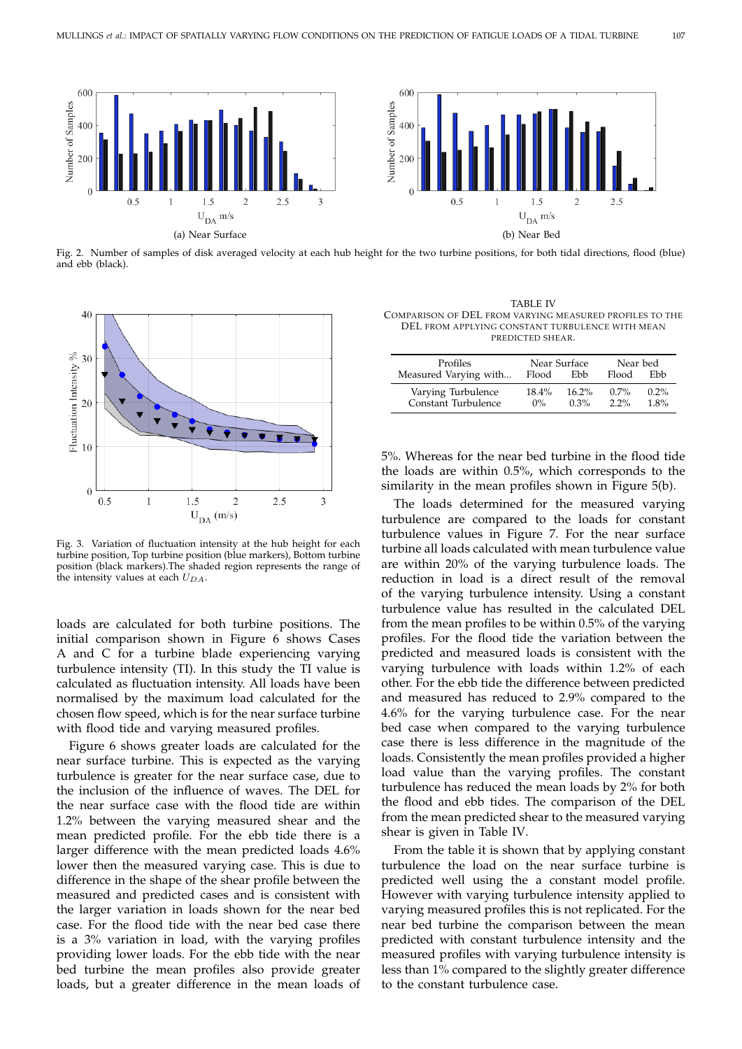Fig. 2. Number of samples of disk averaged velocity at each hub height for the two turbine positions, for both tidal directions, flood (blue) and ebb (black).

(a) Near Surface

(b) Near Bed

Fig. 3. Variation of fluctuation intensity at the hub height for each turbine position, Top turbine position (blue markers), Bottom turbine position (black markers).The shaded region represents the range of the intensity values at each $U_{DA}$.

TABLE IV
COMPARISON OF DEL FROM VARYING MEASURED PROFILES TO THE DEL FROM APPLYING CONSTANT TURBULENCE WITH MEAN PREDICTED SHEAR.

| Profiles | Near Surface | | Near bed | |
|---|---|---|---|---|
| Measured Varying with... | Flood | Ebb | Flood | Ebb |
| Varying Turbulence | 18.4% | 16.2% | 0.7% | 0.2% |
| Constant Turbulence | 0% | 0.3% | 2.2% | 1.8% |

loads are calculated for both turbine positions. The initial comparison shown in Figure 6 shows Cases A and C for a turbine blade experiencing varying turbulence intensity (TI). In this study the TI value is calculated as fluctuation intensity. All loads have been normalised by the maximum load calculated for the chosen flow speed, which is for the near surface turbine with flood tide and varying measured profiles.

Figure 6 shows greater loads are calculated for the near surface turbine. This is expected as the varying turbulence is greater for the near surface case, due to the inclusion of the influence of waves. The DEL for the near surface case with the flood tide are within 1.2% between the varying measured shear and the mean predicted profile. For the ebb tide there is a larger difference with the mean predicted loads 4.6% lower then the measured varying case. This is due to difference in the shape of the shear profile between the measured and predicted cases and is consistent with the larger variation in loads shown for the near bed case. For the flood tide with the near bed case there is a 3% variation in load, with the varying profiles providing lower loads. For the ebb tide with the near bed turbine the mean profiles also provide greater loads, but a greater difference in the mean loads of 5%. Whereas for the near bed turbine in the flood tide the loads are within 0.5%, which corresponds to the similarity in the mean profiles shown in Figure 5(b).

The loads determined for the measured varying turbulence are compared to the loads for constant turbulence values in Figure 7. For the near surface turbine all loads calculated with mean turbulence value are within 20% of the varying turbulence loads. The reduction in load is a direct result of the removal of the varying turbulence intensity. Using a constant turbulence value has resulted in the calculated DEL from the mean profiles to be within 0.5% of the varying profiles. For the flood tide the variation between the predicted and measured loads is consistent with the varying turbulence with loads within 1.2% of each other. For the ebb tide the difference between predicted and measured has reduced to 2.9% compared to the 4.6% for the varying turbulence case. For the near bed case when compared to the varying turbulence case there is less difference in the magnitude of the loads. Consistently the mean profiles provided a higher load value than the varying profiles. The constant turbulence has reduced the mean loads by 2% for both the flood and ebb tides. The comparison of the DEL from the mean predicted shear to the measured varying shear is given in Table IV.

From the table it is shown that by applying constant turbulence the load on the near surface turbine is predicted well using the a constant model profile. However with varying turbulence intensity applied to varying measured profiles this is not replicated. For the near bed turbine the comparison between the mean predicted with constant turbulence intensity and the measured profiles with varying turbulence intensity is less than 1% compared to the slightly greater difference to the constant turbulence case.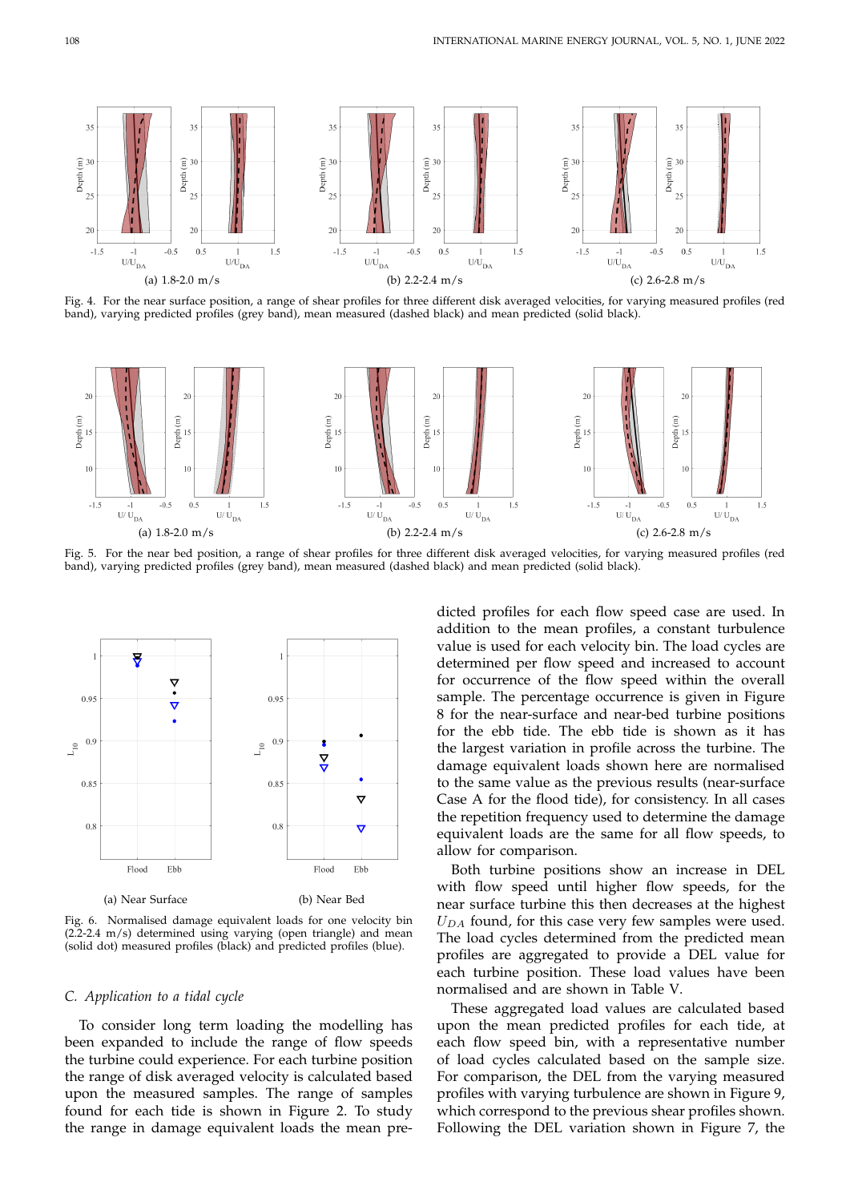Fig. 4. For the near surface position, a range of shear profiles for three different disk averaged velocities, for varying measured profiles (red band), varying predicted profiles (grey band), mean measured (dashed black) and mean predicted (solid black).

Fig. 5. For the near bed position, a range of shear profiles for three different disk averaged velocities, for varying measured profiles (red band), varying predicted profiles (grey band), mean measured (dashed black) and mean predicted (solid black).

Fig. 6. Normalised damage equivalent loads for one velocity bin (2.2-2.4 m/s) determined using varying (open triangle) and mean (solid dot) measured profiles (black) and predicted profiles (blue).

### C. Application to a tidal cycle

To consider long term loading the modelling has been expanded to include the range of flow speeds the turbine could experience. For each turbine position the range of disk averaged velocity is calculated based upon the measured samples. The range of samples found for each tide is shown in Figure 2. To study the range in damage equivalent loads the mean predicted profiles for each flow speed case are used. In addition to the mean profiles, a constant turbulence value is used for each velocity bin. The load cycles are determined per flow speed and increased to account for occurrence of the flow speed within the overall sample. The percentage occurrence is given in Figure 8 for the near-surface and near-bed turbine positions for the ebb tide. The ebb tide is shown as it has the largest variation in profile across the turbine. The damage equivalent loads shown here are normalised to the same value as the previous results (near-surface Case A for the flood tide), for consistency. In all cases the repetition frequency used to determine the damage equivalent loads are the same for all flow speeds, to allow for comparison.

Both turbine positions show an increase in DEL with flow speed until higher flow speeds, for the near surface turbine this then decreases at the highest $U_{DA}$ found, for this case very few samples were used. The load cycles determined from the predicted mean profiles are aggregated to provide a DEL value for each turbine position. These load values have been normalised and are shown in Table V.

These aggregated load values are calculated based upon the mean predicted profiles for each tide, at each flow speed bin, with a representative number of load cycles calculated based on the sample size. For comparison, the DEL from the varying measured profiles with varying turbulence are shown in Figure 9, which correspond to the previous shear profiles shown. Following the DEL variation shown in Figure 7, the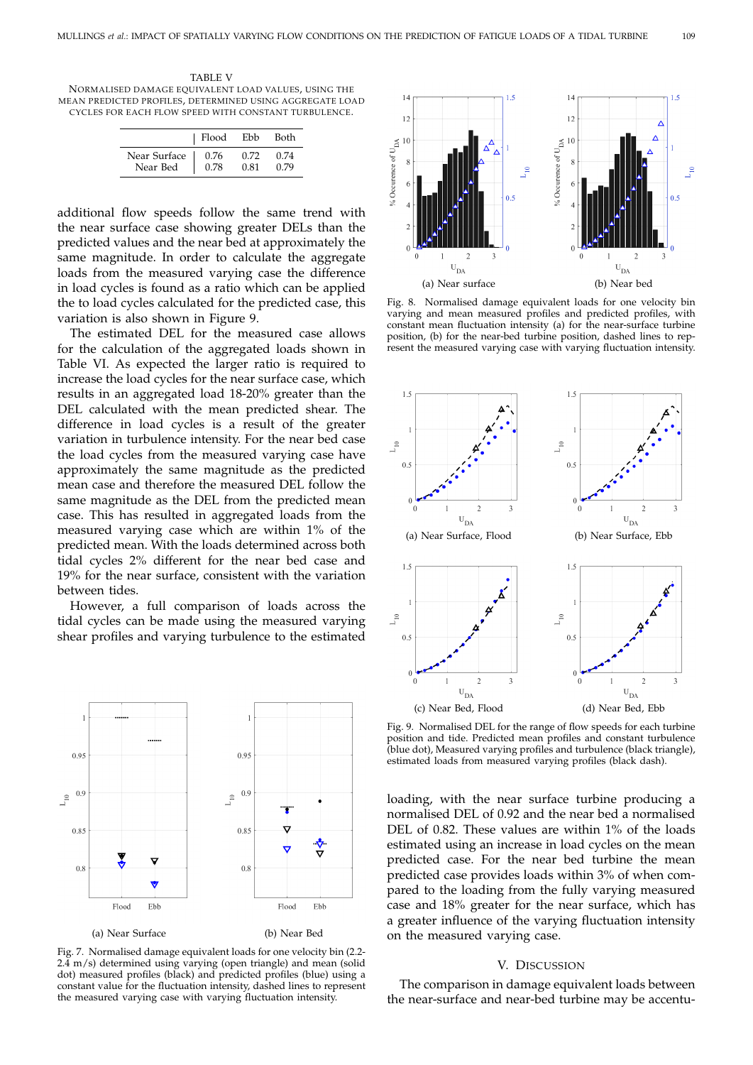TABLE V
NORMALISED DAMAGE EQUIVALENT LOAD VALUES, USING THE MEAN PREDICTED PROFILES, DETERMINED USING AGGREGATE LOAD CYCLES FOR EACH FLOW SPEED WITH CONSTANT TURBULENCE.

| | Flood | Ebb | Both |
|---|---|---|---|
| Near Surface | 0.76 | 0.72 | 0.74 |
| Near Bed | 0.78 | 0.81 | 0.79 |

additional flow speeds follow the same trend with the near surface case showing greater DELs than the predicted values and the near bed at approximately the same magnitude. In order to calculate the aggregate loads from the measured varying case the difference in load cycles is found as a ratio which can be applied the to load cycles calculated for the predicted case, this variation is also shown in Figure 9.

The estimated DEL for the measured case allows for the calculation of the aggregated loads shown in Table VI. As expected the larger ratio is required to increase the load cycles for the near surface case, which results in an aggregated load 18-20% greater than the DEL calculated with the mean predicted shear. The difference in load cycles is a result of the greater variation in turbulence intensity. For the near bed case the load cycles from the measured varying case have approximately the same magnitude as the predicted mean case and therefore the measured DEL follow the same magnitude as the DEL from the predicted mean case. This has resulted in aggregated loads from the measured varying case which are within 1% of the predicted mean. With the loads determined across both tidal cycles 2% different for the near bed case and 19% for the near surface, consistent with the variation between tides.

However, a full comparison of loads across the tidal cycles can be made using the measured varying shear profiles and varying turbulence to the estimated loading, with the near surface turbine producing a normalised DEL of 0.92 and the near bed a normalised DEL of 0.82. These values are within 1% of the loads estimated using an increase in load cycles on the mean predicted case. For the near bed turbine the mean predicted case provides loads within 3% of when compared to the loading from the fully varying measured case and 18% greater for the near surface, which has a greater influence of the varying fluctuation intensity on the measured varying case.

Fig. 7. Normalised damage equivalent loads for one velocity bin (2.2-2.4 m/s) determined using varying (open triangle) and mean (solid dot) measured profiles (black) and predicted profiles (blue) using a constant value for the fluctuation intensity, dashed lines to represent the measured varying case with varying fluctuation intensity.

Fig. 8. Normalised damage equivalent loads for one velocity bin varying and mean measured profiles and predicted profiles, with constant mean fluctuation intensity (a) for the near-surface turbine position, (b) for the near-bed turbine position, dashed lines to represent the measured varying case with varying fluctuation intensity.

Fig. 9. Normalised DEL for the range of flow speeds for each turbine position and tide. Predicted mean profiles and constant turbulence (blue dot), Measured varying profiles and turbulence (black triangle), estimated loads from measured varying profiles (black dash).

## V. DISCUSSION

The comparison in damage equivalent loads between the near-surface and near-bed turbine may be accentu-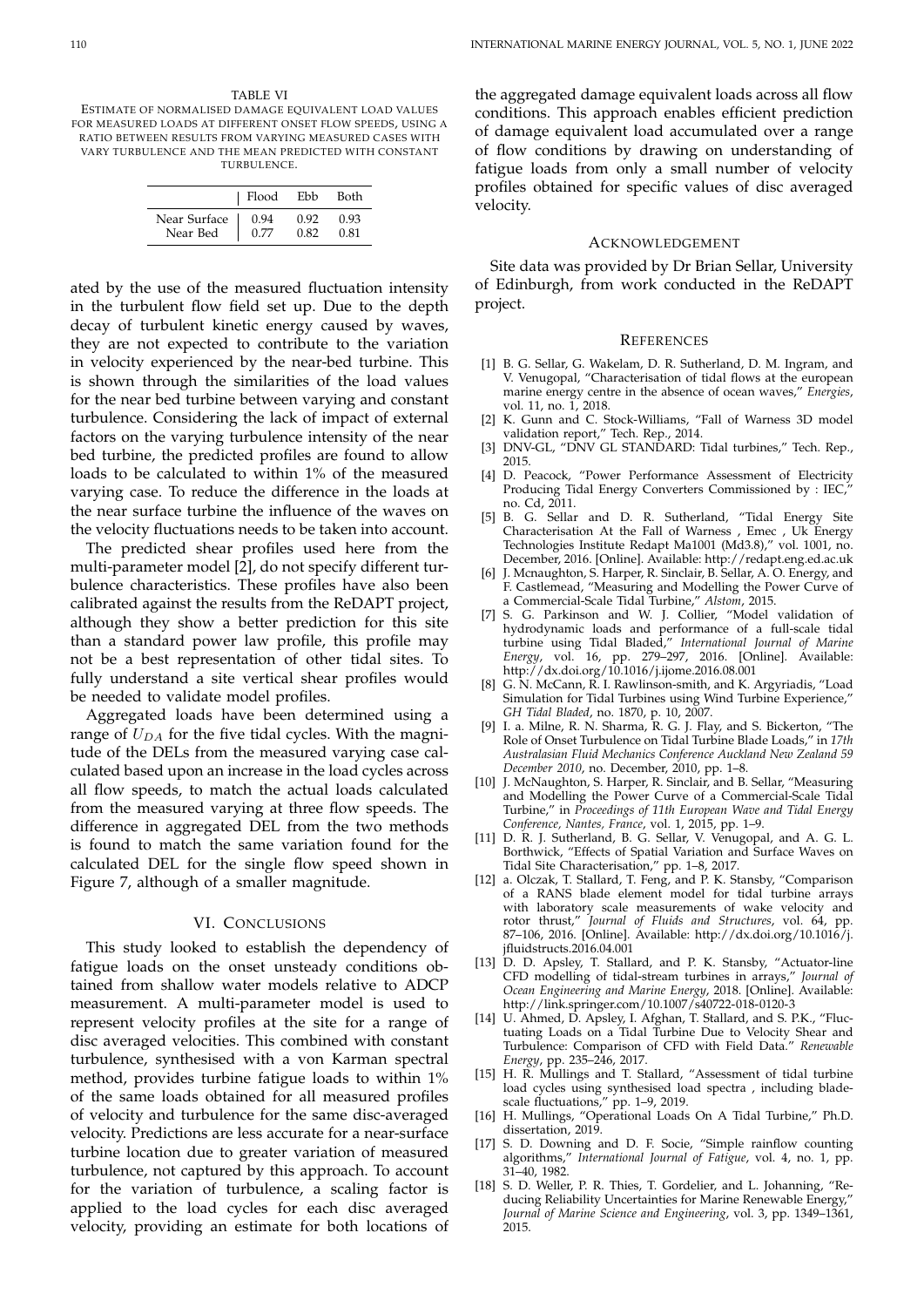TABLE VI
ESTIMATE OF NORMALISED DAMAGE EQUIVALENT LOAD VALUES FOR MEASURED LOADS AT DIFFERENT ONSET FLOW SPEEDS, USING A RATIO BETWEEN RESULTS FROM VARYING MEASURED CASES WITH VARY TURBULENCE AND THE MEAN PREDICTED WITH CONSTANT TURBULENCE.

| | Flood | Ebb | Both |
|---|---|---|---|
| Near Surface | 0.94 | 0.92 | 0.93 |
| Near Bed | 0.77 | 0.82 | 0.81 |

ated by the use of the measured fluctuation intensity in the turbulent flow field set up. Due to the depth decay of turbulent kinetic energy caused by waves, they are not expected to contribute to the variation in velocity experienced by the near-bed turbine. This is shown through the similarities of the load values for the near bed turbine between varying and constant turbulence. Considering the lack of impact of external factors on the varying turbulence intensity of the near bed turbine, the predicted profiles are found to allow loads to be calculated to within 1% of the measured varying case. To reduce the difference in the loads at the near surface turbine the influence of the waves on the velocity fluctuations needs to be taken into account.

The predicted shear profiles used here from the multi-parameter model [2], do not specify different turbulence characteristics. These profiles have also been calibrated against the results from the ReDAPT project, although they show a better prediction for this site than a standard power law profile, this profile may not be a best representation of other tidal sites. To fully understand a site vertical shear profiles would be needed to validate model profiles.

Aggregated loads have been determined using a range of $U_{DA}$ for the five tidal cycles. With the magnitude of the DELs from the measured varying case calculated based upon an increase in the load cycles across all flow speeds, to match the actual loads calculated from the measured varying at three flow speeds. The difference in aggregated DEL from the two methods is found to match the same variation found for the calculated DEL for the single flow speed shown in Figure 7, although of a smaller magnitude.

## VI. Conclusions

This study looked to establish the dependency of fatigue loads on the onset unsteady conditions obtained from shallow water models relative to ADCP measurement. A multi-parameter model is used to represent velocity profiles at the site for a range of disc averaged velocities. This combined with constant turbulence, synthesised with a von Karman spectral method, provides turbine fatigue loads to within 1% of the same loads obtained for all measured profiles of velocity and turbulence for the same disc-averaged velocity. Predictions are less accurate for a near-surface turbine location due to greater variation of measured turbulence, not captured by this approach. To account for the variation of turbulence, a scaling factor is applied to the load cycles for each disc averaged velocity, providing an estimate for both locations of the aggregated damage equivalent loads across all flow conditions. This approach enables efficient prediction of damage equivalent load accumulated over a range of flow conditions by drawing on understanding of fatigue loads from only a small number of velocity profiles obtained for specific values of disc averaged velocity.

## Acknowledgement

Site data was provided by Dr Brian Sellar, University of Edinburgh, from work conducted in the ReDAPT project.

## References

[1] B. G. Sellar, G. Wakelam, D. R. Sutherland, D. M. Ingram, and V. Venugopal, "Characterisation of tidal flows at the european marine energy centre in the absence of ocean waves," *Energies*, vol. 11, no. 1, 2018.

[2] K. Gunn and C. Stock-Williams, "Fall of Warness 3D model validation report," Tech. Rep., 2014.

[3] DNV-GL, "DNV GL STANDARD: Tidal turbines," Tech. Rep., 2015.

[4] D. Peacock, "Power Performance Assessment of Electricity Producing Tidal Energy Converters Commissioned by : IEC," no. Cd, 2011.

[5] B. G. Sellar and D. R. Sutherland, "Tidal Energy Site Characterisation At the Fall of Warness , Emec , Uk Energy Technologies Institute Redapt Ma1001 (Md3.8)," vol. 1001, no. December, 2016. [Online]. Available: http://redapt.eng.ed.ac.uk

[6] J. Mcnaughton, S. Harper, R. Sinclair, B. Sellar, A. O. Energy, and F. Castlemead, "Measuring and Modelling the Power Curve of a Commercial-Scale Tidal Turbine," *Alstom*, 2015.

[7] S. G. Parkinson and W. J. Collier, "Model validation of hydrodynamic loads and performance of a full-scale tidal turbine using Tidal Bladed," *International Journal of Marine Energy*, vol. 16, pp. 279–297, 2016. [Online]. Available: http://dx.doi.org/10.1016/j.ijome.2016.08.001

[8] G. N. McCann, R. I. Rawlinson-smith, and K. Argyriadis, "Load Simulation for Tidal Turbines using Wind Turbine Experience," *GH Tidal Bladed*, no. 1870, p. 10, 2007.

[9] I. a. Milne, R. N. Sharma, R. G. J. Flay, and S. Bickerton, "The Role of Onset Turbulence on Tidal Turbine Blade Loads," in *17th Australasian Fluid Mechanics Conference Auckland New Zealand 59 December 2010*, no. December, 2010, pp. 1–8.

[10] J. McNaughton, S. Harper, R. Sinclair, and B. Sellar, "Measuring and Modelling the Power Curve of a Commercial-Scale Tidal Turbine," in *Proceedings of 11th European Wave and Tidal Energy Conference, Nantes, France*, vol. 1, 2015, pp. 1–9.

[11] D. R. J. Sutherland, B. G. Sellar, V. Venugopal, and A. G. L. Borthwick, "Effects of Spatial Variation and Surface Waves on Tidal Site Characterisation," pp. 1–8, 2017.

[12] a. Olczak, T. Stallard, T. Feng, and P. K. Stansby, "Comparison of a RANS blade element model for tidal turbine arrays with laboratory scale measurements of wake velocity and rotor thrust," *Journal of Fluids and Structures*, vol. 64, pp. 87–106, 2016. [Online]. Available: http://dx.doi.org/10.1016/j.jfluidstructs.2016.04.001

[13] D. D. Apsley, T. Stallard, and P. K. Stansby, "Actuator-line CFD modelling of tidal-stream turbines in arrays," *Journal of Ocean Engineering and Marine Energy*, 2018. [Online]. Available: http://link.springer.com/10.1007/s40722-018-0120-3

[14] U. Ahmed, D. Apsley, I. Afghan, T. Stallard, and S. P.K., "Fluctuating Loads on a Tidal Turbine Due to Velocity Shear and Turbulence: Comparison of CFD with Field Data." *Renewable Energy*, pp. 235–246, 2017.

[15] H. R. Mullings and T. Stallard, "Assessment of tidal turbine load cycles using synthesised load spectra , including blade-scale fluctuations," pp. 1–9, 2019.

[16] H. Mullings, "Operational Loads On A Tidal Turbine," Ph.D. dissertation, 2019.

[17] S. D. Downing and D. F. Socie, "Simple rainflow counting algorithms," *International Journal of Fatigue*, vol. 4, no. 1, pp. 31–40, 1982.

[18] S. D. Weller, P. R. Thies, T. Gordelier, and L. Johanning, "Reducing Reliability Uncertainties for Marine Renewable Energy," *Journal of Marine Science and Engineering*, vol. 3, pp. 1349–1361, 2015.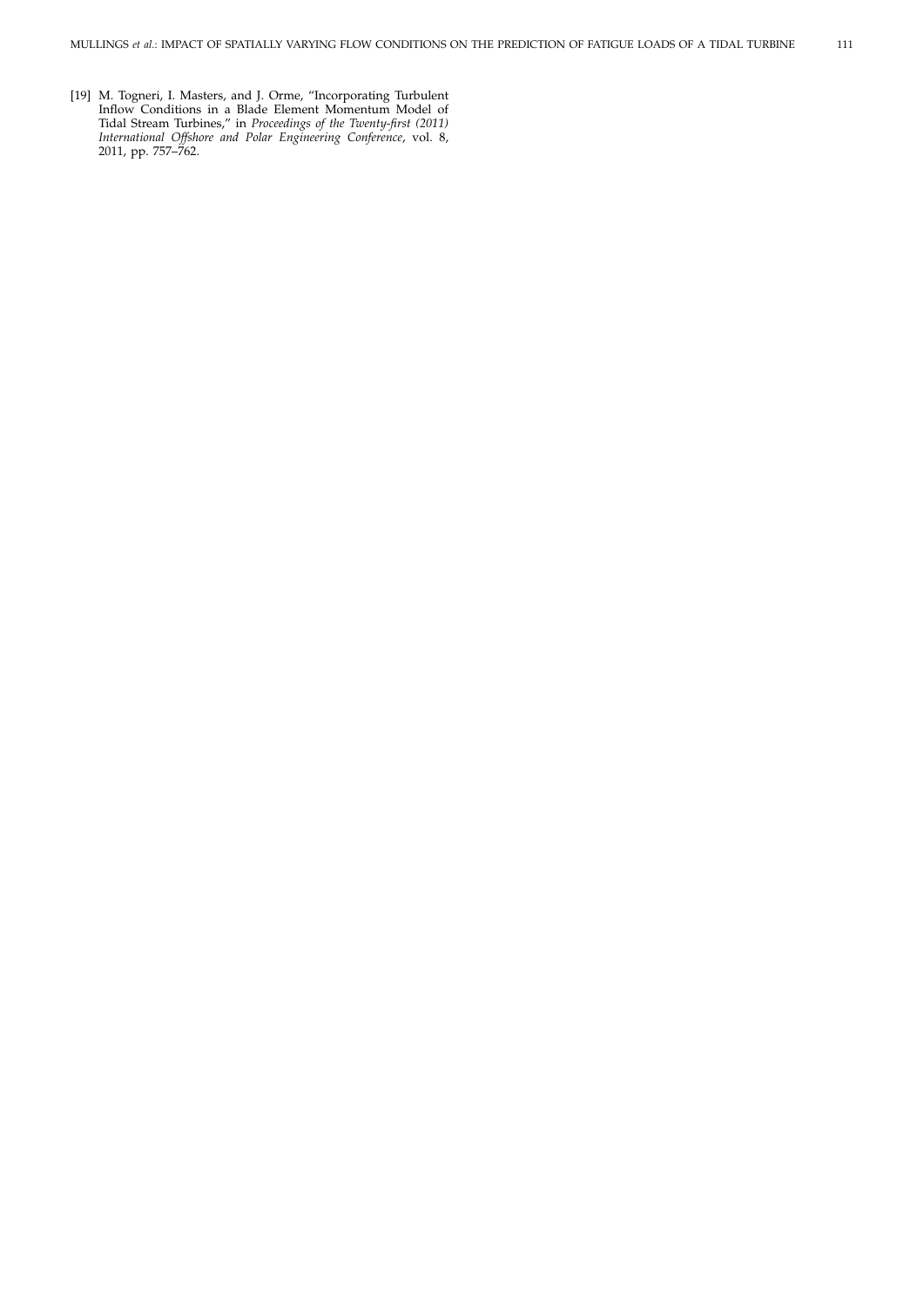[19] M. Togneri, I. Masters, and J. Orme, "Incorporating Turbulent Inflow Conditions in a Blade Element Momentum Model of Tidal Stream Turbines," in *Proceedings of the Twenty-first (2011) International Offshore and Polar Engineering Conference*, vol. 8, 2011, pp. 757–762.